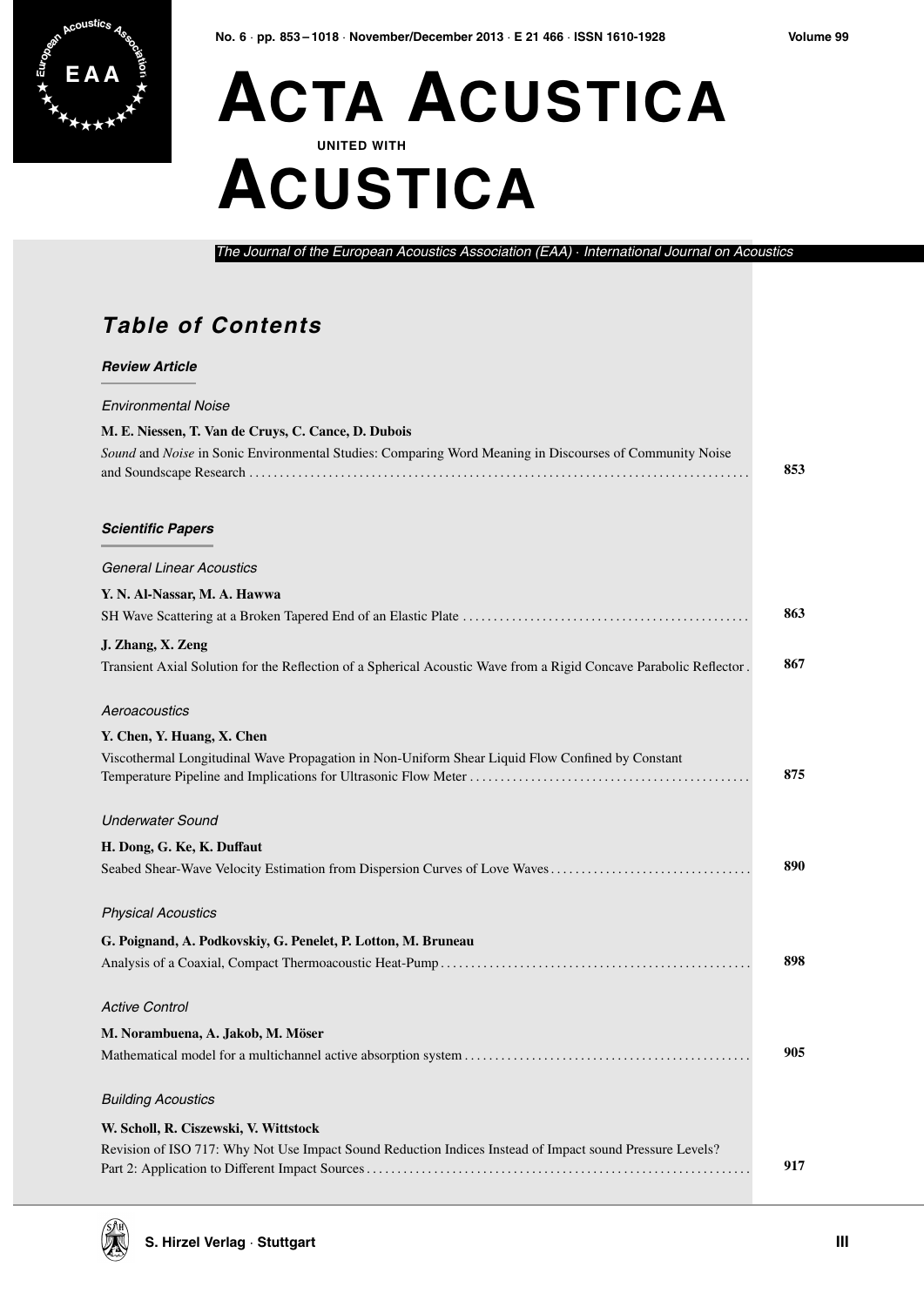# ACTA ACUSTICA UNITED WITH ACUSTICA

*The Journal of the European Acoustics Association (EAA) · International Journal on Acoustics*

## *Table of Contents*

### *Review Article*

*Environmental Noise*

**M. E. Niessen, T. Van de Cruys, C. Cance, D. Dubois**
*Sound* and *Noise* in Sonic Environmental Studies: Comparing Word Meaning in Discourses of Community Noise and Soundscape Research .......... **853**

### *Scientific Papers*

*General Linear Acoustics*

**Y. N. Al-Nassar, M. A. Hawwa**
SH Wave Scattering at a Broken Tapered End of an Elastic Plate .......... **863**

**J. Zhang, X. Zeng**
Transient Axial Solution for the Reflection of a Spherical Acoustic Wave from a Rigid Concave Parabolic Reflector . **867**

*Aeroacoustics*

**Y. Chen, Y. Huang, X. Chen**
Viscothermal Longitudinal Wave Propagation in Non-Uniform Shear Liquid Flow Confined by Constant Temperature Pipeline and Implications for Ultrasonic Flow Meter .......... **875**

*Underwater Sound*

**H. Dong, G. Ke, K. Duffaut**
Seabed Shear-Wave Velocity Estimation from Dispersion Curves of Love Waves .......... **890**

*Physical Acoustics*

**G. Poignand, A. Podkovskiy, G. Penelet, P. Lotton, M. Bruneau**
Analysis of a Coaxial, Compact Thermoacoustic Heat-Pump .......... **898**

*Active Control*

**M. Norambuena, A. Jakob, M. Möser**
Mathematical model for a multichannel active absorption system .......... **905**

*Building Acoustics*

**W. Scholl, R. Ciszewski, V. Wittstock**
Revision of ISO 717: Why Not Use Impact Sound Reduction Indices Instead of Impact sound Pressure Levels? Part 2: Application to Different Impact Sources .......... **917**

S. Hirzel Verlag · Stuttgart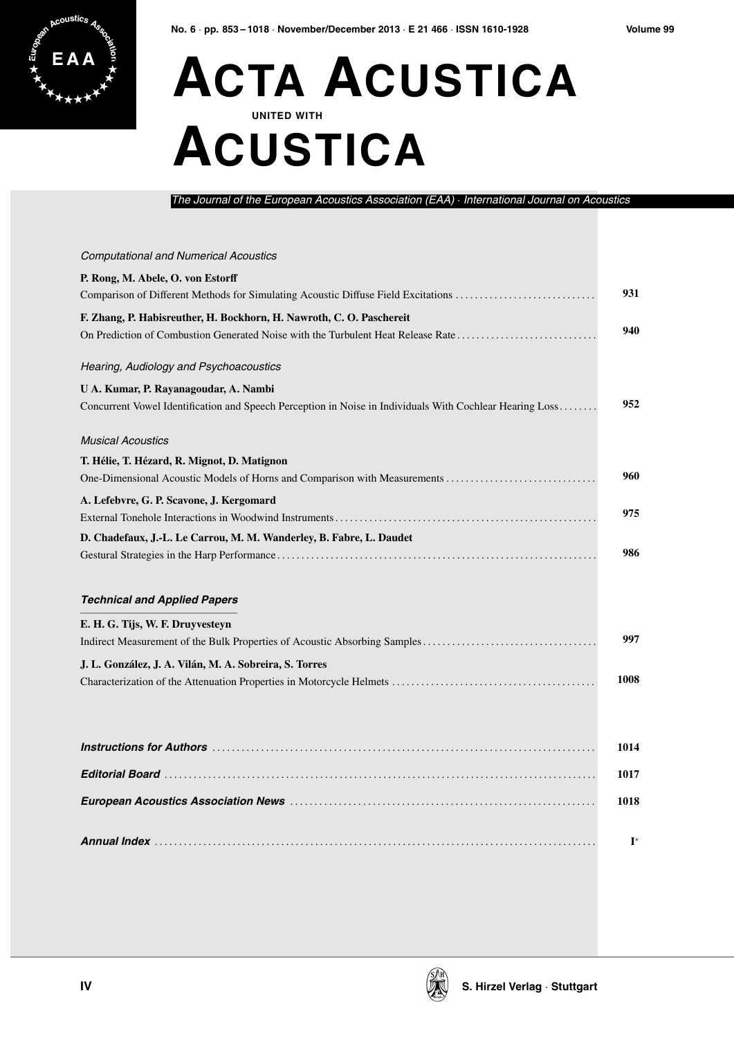# ACTA ACUSTICA

UNITED WITH

# ACUSTICA

*The Journal of the European Acoustics Association (EAA) · International Journal on Acoustics*

*Computational and Numerical Acoustics*

**P. Rong, M. Abele, O. von Estorff**
Comparison of Different Methods for Simulating Acoustic Diffuse Field Excitations .... **931**

**F. Zhang, P. Habisreuther, H. Bockhorn, H. Nawroth, C. O. Paschereit**
On Prediction of Combustion Generated Noise with the Turbulent Heat Release Rate .... **940**

*Hearing, Audiology and Psychoacoustics*

**U A. Kumar, P. Rayanagoudar, A. Nambi**
Concurrent Vowel Identification and Speech Perception in Noise in Individuals With Cochlear Hearing Loss .... **952**

*Musical Acoustics*

**T. Hélie, T. Hézard, R. Mignot, D. Matignon**
One-Dimensional Acoustic Models of Horns and Comparison with Measurements .... **960**

**A. Lefebvre, G. P. Scavone, J. Kergomard**
External Tonehole Interactions in Woodwind Instruments .... **975**

**D. Chadefaux, J.-L. Le Carrou, M. M. Wanderley, B. Fabre, L. Daudet**
Gestural Strategies in the Harp Performance .... **986**

***Technical and Applied Papers***

**E. H. G. Tijs, W. F. Druyvesteyn**
Indirect Measurement of the Bulk Properties of Acoustic Absorbing Samples .... **997**

**J. L. González, J. A. Vilán, M. A. Sobreira, S. Torres**
Characterization of the Attenuation Properties in Motorcycle Helmets .... **1008**

***Instructions for Authors*** .... **1014**

***Editorial Board*** .... **1017**

***European Acoustics Association News*** .... **1018**

***Annual Index*** .... **I***

**S. Hirzel Verlag · Stuttgart**